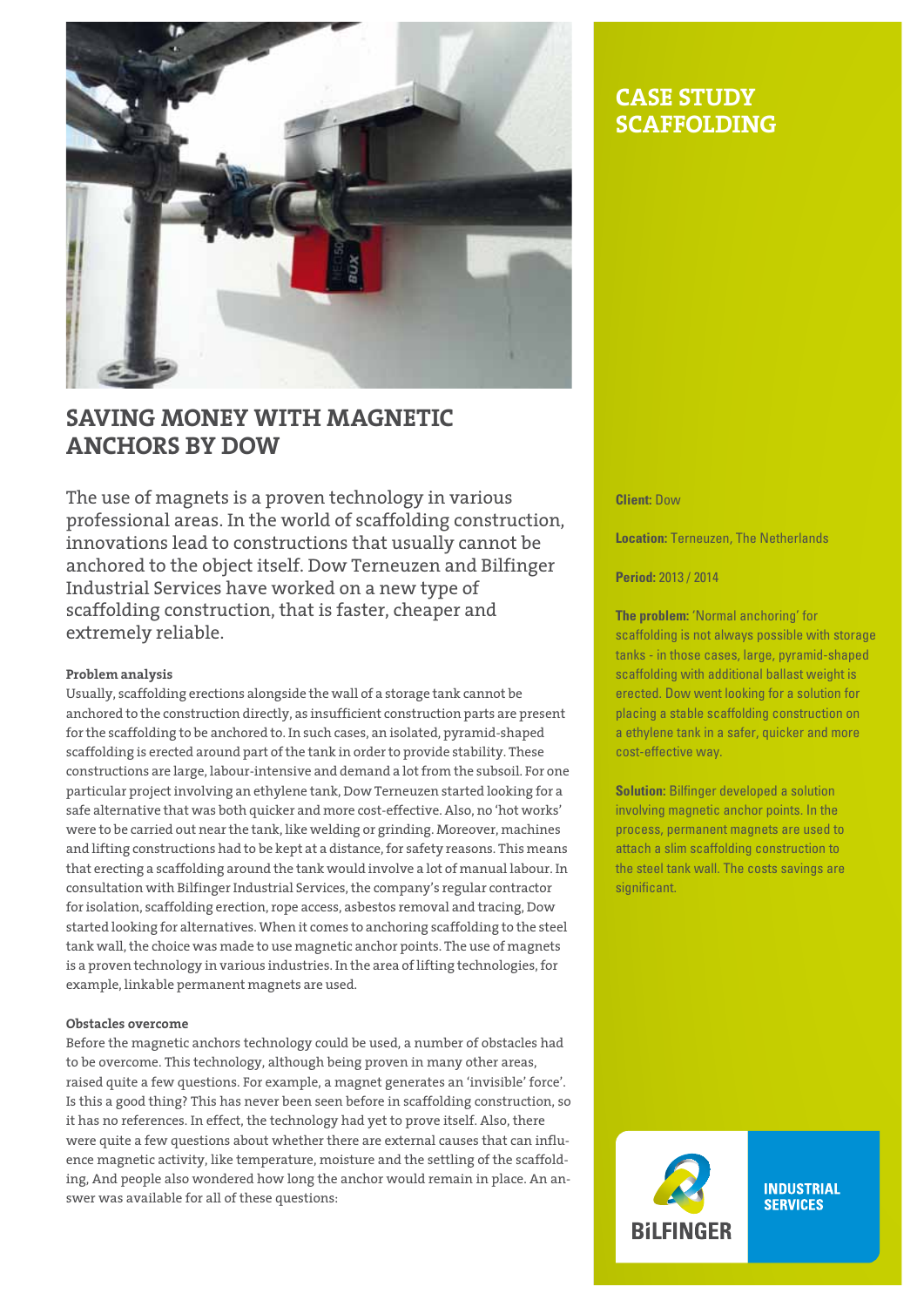# CASE STUDY SCAFFOLDING

## SAVING MONEY WITH MAGNETIC ANCHORS BY DOW

The use of magnets is a proven technology in various professional areas. In the world of scaffolding construction, innovations lead to constructions that usually cannot be anchored to the object itself. Dow Terneuzen and Bilfinger Industrial Services have worked on a new type of scaffolding construction, that is faster, cheaper and extremely reliable.

**Client:** Dow

**Location:** Terneuzen, The Netherlands

**Period:** 2013 / 2014

**The problem:** 'Normal anchoring' for scaffolding is not always possible with storage tanks - in those cases, large, pyramid-shaped scaffolding with additional ballast weight is erected. Dow went looking for a solution for placing a stable scaffolding construction on a ethylene tank in a safer, quicker and more cost-effective way.

**Solution:** Bilfinger developed a solution involving magnetic anchor points. In the process, permanent magnets are used to attach a slim scaffolding construction to the steel tank wall. The costs savings are significant.

### Problem analysis

Usually, scaffolding erections alongside the wall of a storage tank cannot be anchored to the construction directly, as insufficient construction parts are present for the scaffolding to be anchored to. In such cases, an isolated, pyramid-shaped scaffolding is erected around part of the tank in order to provide stability. These constructions are large, labour-intensive and demand a lot from the subsoil. For one particular project involving an ethylene tank, Dow Terneuzen started looking for a safe alternative that was both quicker and more cost-effective. Also, no 'hot works' were to be carried out near the tank, like welding or grinding. Moreover, machines and lifting constructions had to be kept at a distance, for safety reasons. This means that erecting a scaffolding around the tank would involve a lot of manual labour. In consultation with Bilfinger Industrial Services, the company's regular contractor for isolation, scaffolding erection, rope access, asbestos removal and tracing, Dow started looking for alternatives. When it comes to anchoring scaffolding to the steel tank wall, the choice was made to use magnetic anchor points. The use of magnets is a proven technology in various industries. In the area of lifting technologies, for example, linkable permanent magnets are used.

### Obstacles overcome

Before the magnetic anchors technology could be used, a number of obstacles had to be overcome. This technology, although being proven in many other areas, raised quite a few questions. For example, a magnet generates an 'invisible' force'. Is this a good thing? This has never been seen before in scaffolding construction, so it has no references. In effect, the technology had yet to prove itself. Also, there were quite a few questions about whether there are external causes that can influence magnetic activity, like temperature, moisture and the settling of the scaffolding, And people also wondered how long the anchor would remain in place. An answer was available for all of these questions:

BILFINGER INDUSTRIAL SERVICES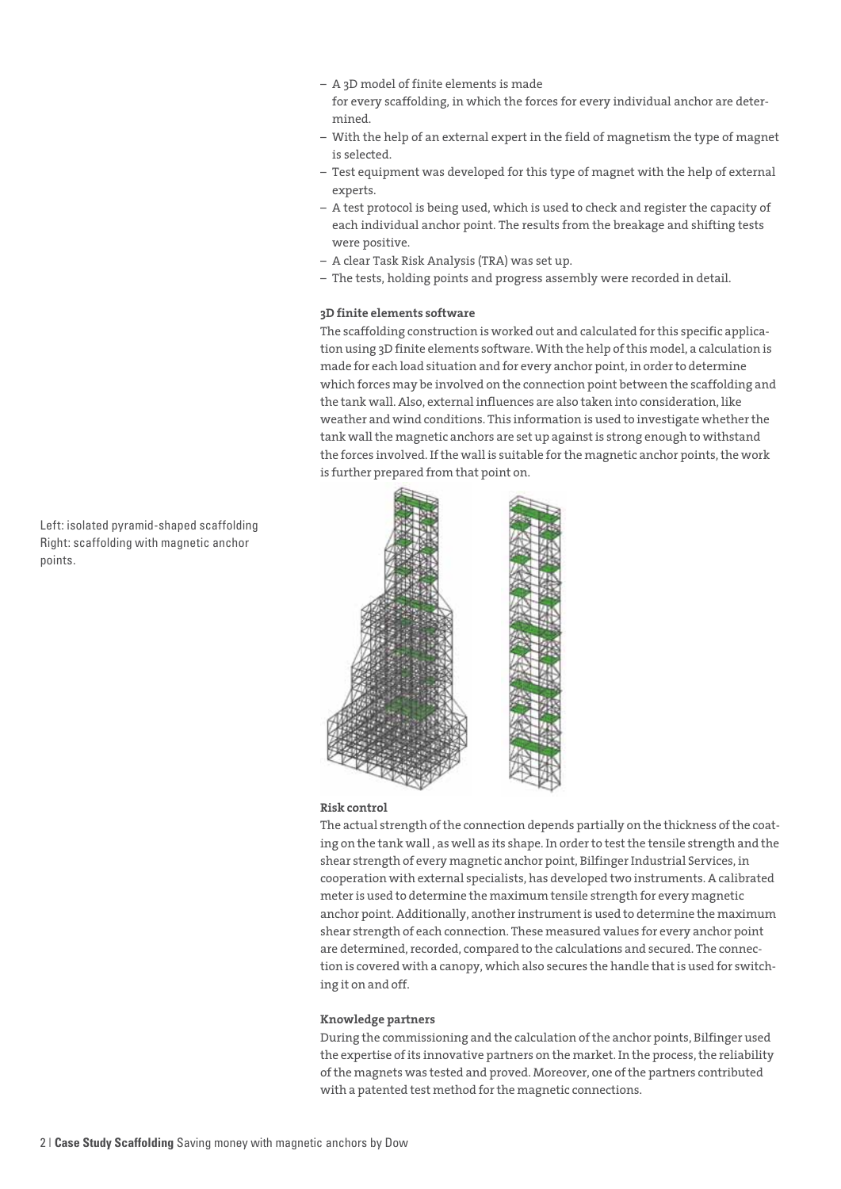- A 3D model of finite elements is made for every scaffolding, in which the forces for every individual anchor are determined.
- With the help of an external expert in the field of magnetism the type of magnet is selected.
- Test equipment was developed for this type of magnet with the help of external experts.
- A test protocol is being used, which is used to check and register the capacity of each individual anchor point. The results from the breakage and shifting tests were positive.
- A clear Task Risk Analysis (TRA) was set up.
- The tests, holding points and progress assembly were recorded in detail.

**3D finite elements software**

The scaffolding construction is worked out and calculated for this specific application using 3D finite elements software. With the help of this model, a calculation is made for each load situation and for every anchor point, in order to determine which forces may be involved on the connection point between the scaffolding and the tank wall. Also, external influences are also taken into consideration, like weather and wind conditions. This information is used to investigate whether the tank wall the magnetic anchors are set up against is strong enough to withstand the forces involved. If the wall is suitable for the magnetic anchor points, the work is further prepared from that point on.

Left: isolated pyramid-shaped scaffolding
Right: scaffolding with magnetic anchor points.

**Risk control**

The actual strength of the connection depends partially on the thickness of the coating on the tank wall , as well as its shape. In order to test the tensile strength and the shear strength of every magnetic anchor point, Bilfinger Industrial Services, in cooperation with external specialists, has developed two instruments. A calibrated meter is used to determine the maximum tensile strength for every magnetic anchor point. Additionally, another instrument is used to determine the maximum shear strength of each connection. These measured values for every anchor point are determined, recorded, compared to the calculations and secured. The connection is covered with a canopy, which also secures the handle that is used for switching it on and off.

**Knowledge partners**

During the commissioning and the calculation of the anchor points, Bilfinger used the expertise of its innovative partners on the market. In the process, the reliability of the magnets was tested and proved. Moreover, one of the partners contributed with a patented test method for the magnetic connections.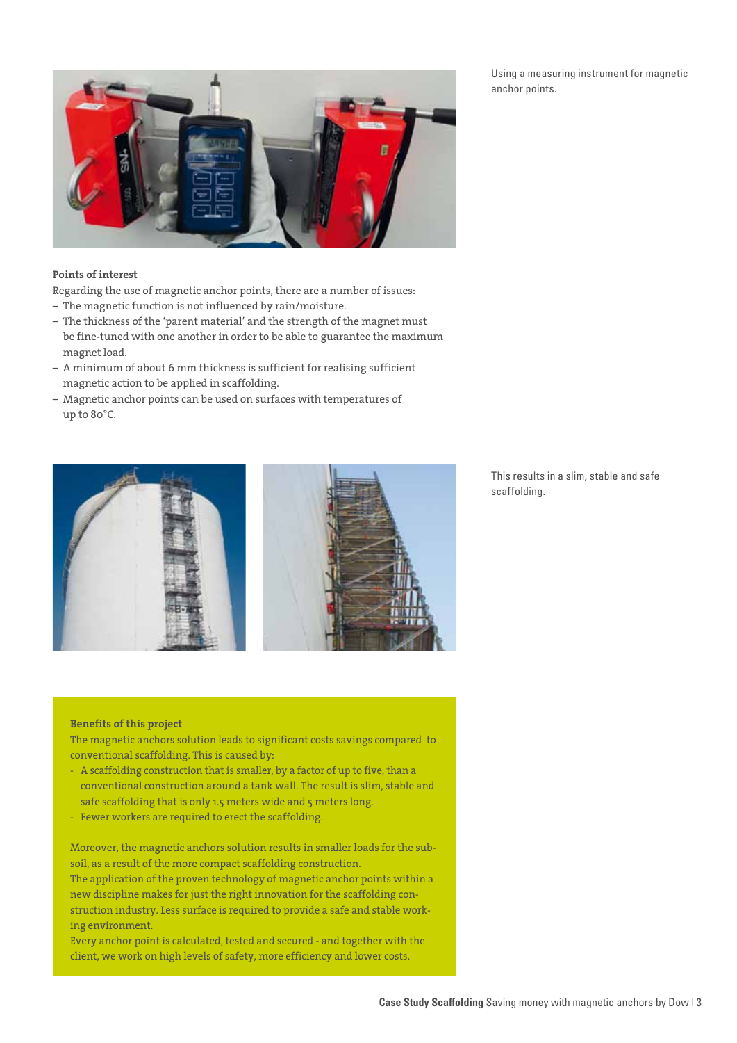Using a measuring instrument for magnetic anchor points.

**Points of interest**

Regarding the use of magnetic anchor points, there are a number of issues:

- The magnetic function is not influenced by rain/moisture.
- The thickness of the 'parent material' and the strength of the magnet must be fine-tuned with one another in order to be able to guarantee the maximum magnet load.
- A minimum of about 6 mm thickness is sufficient for realising sufficient magnetic action to be applied in scaffolding.
- Magnetic anchor points can be used on surfaces with temperatures of up to 80°C.

This results in a slim, stable and safe scaffolding.

**Benefits of this project**

The magnetic anchors solution leads to significant costs savings compared to conventional scaffolding. This is caused by:

- A scaffolding construction that is smaller, by a factor of up to five, than a conventional construction around a tank wall. The result is slim, stable and safe scaffolding that is only 1.5 meters wide and 5 meters long.
- Fewer workers are required to erect the scaffolding.

Moreover, the magnetic anchors solution results in smaller loads for the sub-soil, as a result of the more compact scaffolding construction.
The application of the proven technology of magnetic anchor points within a new discipline makes for just the right innovation for the scaffolding construction industry. Less surface is required to provide a safe and stable working environment.
Every anchor point is calculated, tested and secured - and together with the client, we work on high levels of safety, more efficiency and lower costs.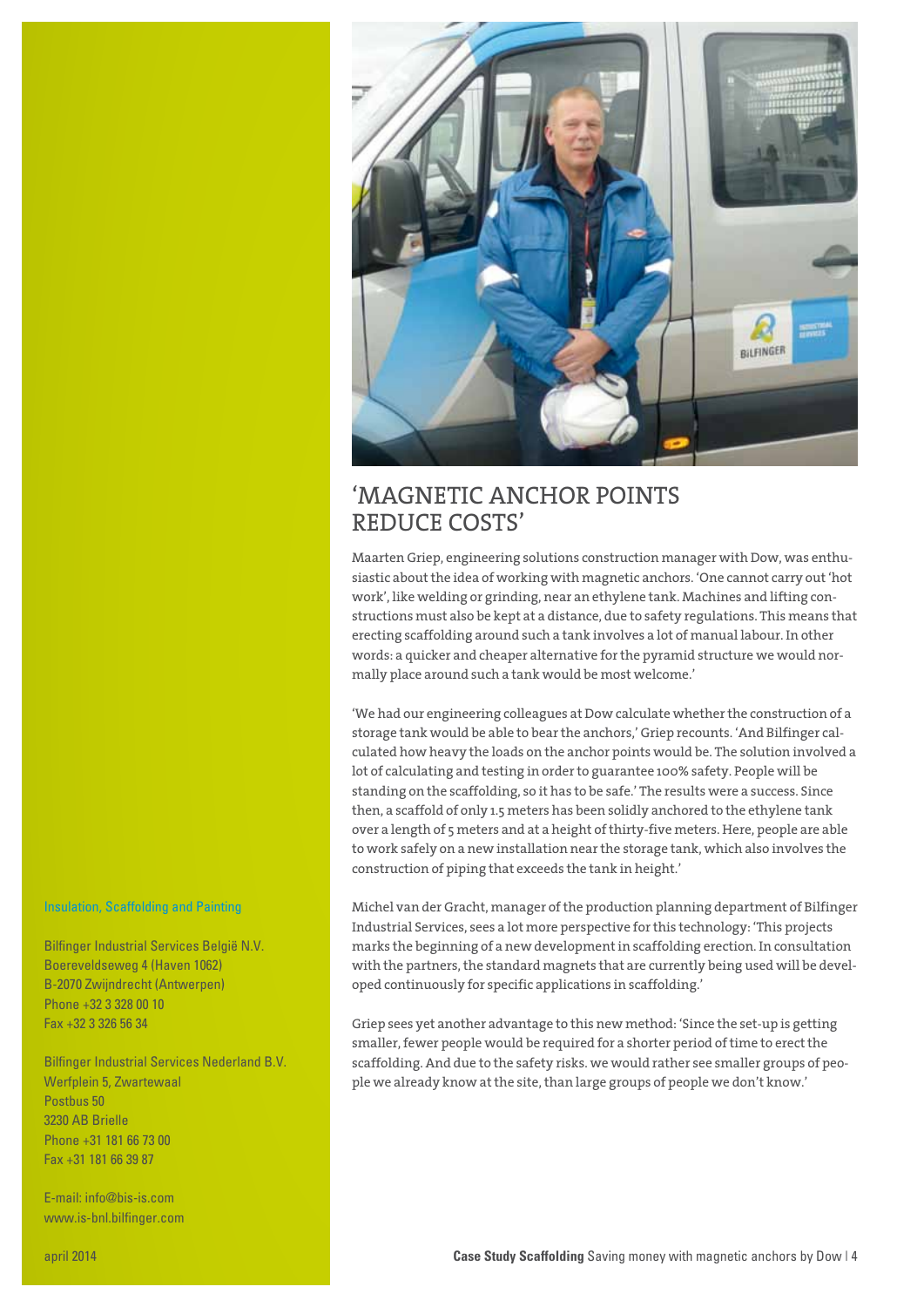## 'MAGNETIC ANCHOR POINTS REDUCE COSTS'

Maarten Griep, engineering solutions construction manager with Dow, was enthusiastic about the idea of working with magnetic anchors. 'One cannot carry out 'hot work', like welding or grinding, near an ethylene tank. Machines and lifting constructions must also be kept at a distance, due to safety regulations. This means that erecting scaffolding around such a tank involves a lot of manual labour. In other words: a quicker and cheaper alternative for the pyramid structure we would normally place around such a tank would be most welcome.'

'We had our engineering colleagues at Dow calculate whether the construction of a storage tank would be able to bear the anchors,' Griep recounts. 'And Bilfinger calculated how heavy the loads on the anchor points would be. The solution involved a lot of calculating and testing in order to guarantee 100% safety. People will be standing on the scaffolding, so it has to be safe.' The results were a success. Since then, a scaffold of only 1.5 meters has been solidly anchored to the ethylene tank over a length of 5 meters and at a height of thirty-five meters. Here, people are able to work safely on a new installation near the storage tank, which also involves the construction of piping that exceeds the tank in height.'

Michel van der Gracht, manager of the production planning department of Bilfinger Industrial Services, sees a lot more perspective for this technology: 'This projects marks the beginning of a new development in scaffolding erection. In consultation with the partners, the standard magnets that are currently being used will be developed continuously for specific applications in scaffolding.'

Griep sees yet another advantage to this new method: 'Since the set-up is getting smaller, fewer people would be required for a shorter period of time to erect the scaffolding. And due to the safety risks. we would rather see smaller groups of people we already know at the site, than large groups of people we don't know.'

Insulation, Scaffolding and Painting

Bilfinger Industrial Services België N.V.
Boereveldseweg 4 (Haven 1062)
B-2070 Zwijndrecht (Antwerpen)
Phone +32 3 328 00 10
Fax +32 3 326 56 34

Bilfinger Industrial Services Nederland B.V.
Werfplein 5, Zwartewaal
Postbus 50
3230 AB Brielle
Phone +31 181 66 73 00
Fax +31 181 66 39 87

E-mail: info@bis-is.com
www.is-bnl.bilfinger.com

april 2014